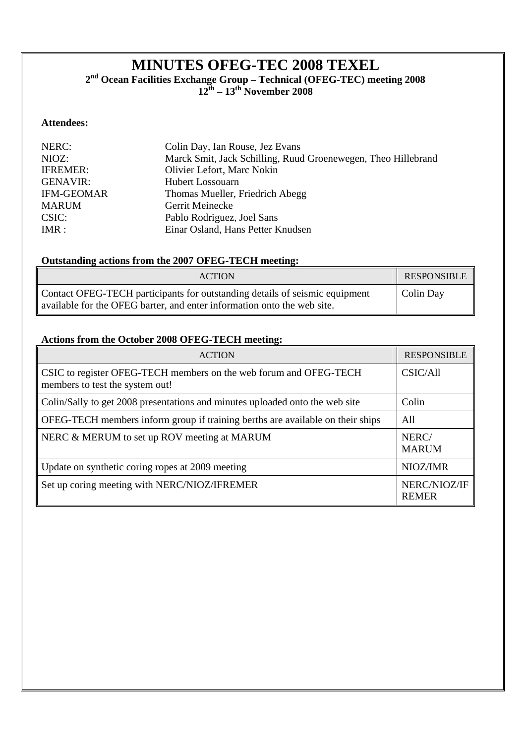# MINUTES OFEG-TEC 2008 TEXEL

**2nd Ocean Facilities Exchange Group – Technical (OFEG-TEC) meeting 2008**
**12th – 13th November 2008**

**Attendees:**

| | |
|---|---|
| NERC: | Colin Day, Ian Rouse, Jez Evans |
| NIOZ: | Marck Smit, Jack Schilling, Ruud Groenewegen, Theo Hillebrand |
| IFREMER: | Olivier Lefort, Marc Nokin |
| GENAVIR: | Hubert Lossouarn |
| IFM-GEOMAR | Thomas Mueller, Friedrich Abegg |
| MARUM | Gerrit Meinecke |
| CSIC: | Pablo Rodriguez, Joel Sans |
| IMR : | Einar Osland, Hans Petter Knudsen |

**Outstanding actions from the 2007 OFEG-TECH meeting:**

| ACTION | RESPONSIBLE |
|---|---|
| Contact OFEG-TECH participants for outstanding details of seismic equipment available for the OFEG barter, and enter information onto the web site. | Colin Day |

**Actions from the October 2008 OFEG-TECH meeting:**

| ACTION | RESPONSIBLE |
|---|---|
| CSIC to register OFEG-TECH members on the web forum and OFEG-TECH members to test the system out! | CSIC/All |
| Colin/Sally to get 2008 presentations and minutes uploaded onto the web site | Colin |
| OFEG-TECH members inform group if training berths are available on their ships | All |
| NERC & MERUM to set up ROV meeting at MARUM | NERC/ MARUM |
| Update on synthetic coring ropes at 2009 meeting | NIOZ/IMR |
| Set up coring meeting with NERC/NIOZ/IFREMER | NERC/NIOZ/IFREMER |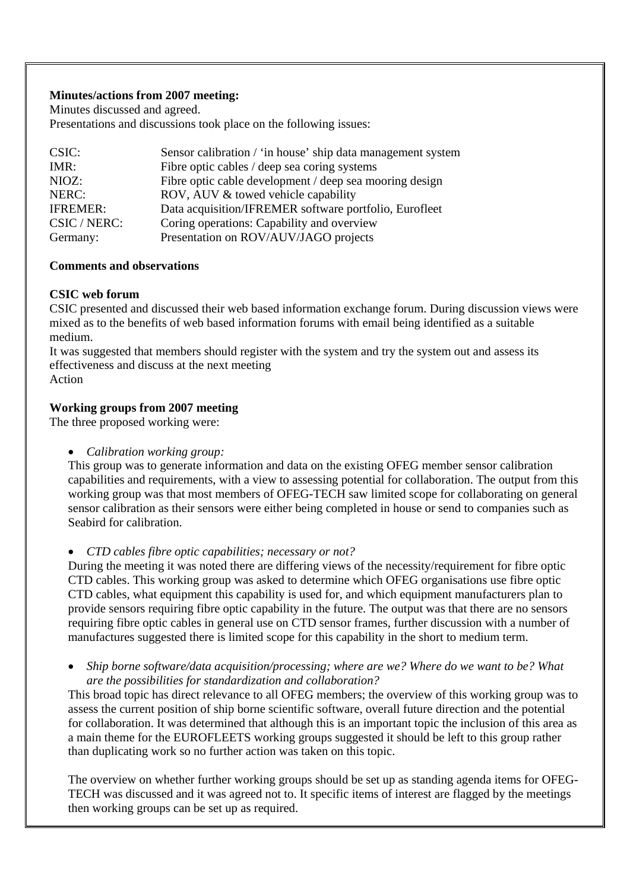**Minutes/actions from 2007 meeting:**

Minutes discussed and agreed.

Presentations and discussions took place on the following issues:

| | |
|---|---|
| CSIC: | Sensor calibration / 'in house' ship data management system |
| IMR: | Fibre optic cables / deep sea coring systems |
| NIOZ: | Fibre optic cable development / deep sea mooring design |
| NERC: | ROV, AUV & towed vehicle capability |
| IFREMER: | Data acquisition/IFREMER software portfolio, Eurofleet |
| CSIC / NERC: | Coring operations: Capability and overview |
| Germany: | Presentation on ROV/AUV/JAGO projects |

**Comments and observations**

**CSIC web forum**

CSIC presented and discussed their web based information exchange forum. During discussion views were mixed as to the benefits of web based information forums with email being identified as a suitable medium.

It was suggested that members should register with the system and try the system out and assess its effectiveness and discuss at the next meeting

Action

**Working groups from 2007 meeting**

The three proposed working were:

- *Calibration working group:*

  This group was to generate information and data on the existing OFEG member sensor calibration capabilities and requirements, with a view to assessing potential for collaboration. The output from this working group was that most members of OFEG-TECH saw limited scope for collaborating on general sensor calibration as their sensors were either being completed in house or send to companies such as Seabird for calibration.

- *CTD cables fibre optic capabilities; necessary or not?*

  During the meeting it was noted there are differing views of the necessity/requirement for fibre optic CTD cables. This working group was asked to determine which OFEG organisations use fibre optic CTD cables, what equipment this capability is used for, and which equipment manufacturers plan to provide sensors requiring fibre optic capability in the future. The output was that there are no sensors requiring fibre optic cables in general use on CTD sensor frames, further discussion with a number of manufactures suggested there is limited scope for this capability in the short to medium term.

- *Ship borne software/data acquisition/processing; where are we? Where do we want to be? What are the possibilities for standardization and collaboration?*

  This broad topic has direct relevance to all OFEG members; the overview of this working group was to assess the current position of ship borne scientific software, overall future direction and the potential for collaboration. It was determined that although this is an important topic the inclusion of this area as a main theme for the EUROFLEETS working groups suggested it should be left to this group rather than duplicating work so no further action was taken on this topic.

The overview on whether further working groups should be set up as standing agenda items for OFEG-TECH was discussed and it was agreed not to. It specific items of interest are flagged by the meetings then working groups can be set up as required.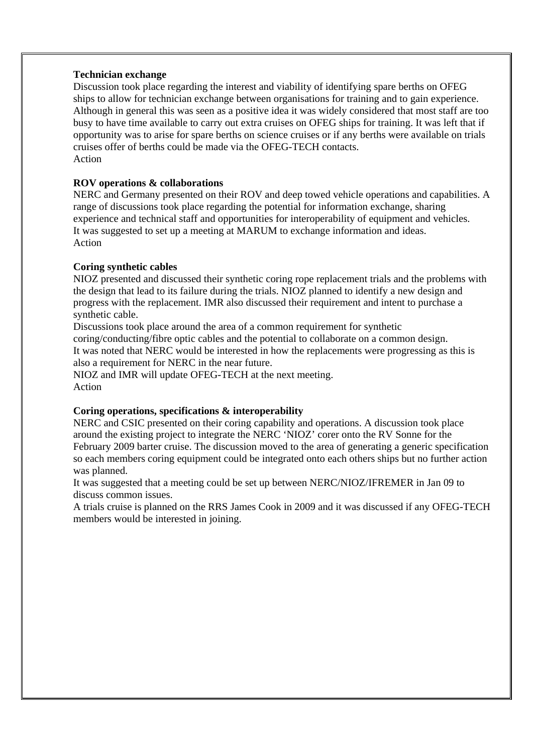**Technician exchange**

Discussion took place regarding the interest and viability of identifying spare berths on OFEG ships to allow for technician exchange between organisations for training and to gain experience. Although in general this was seen as a positive idea it was widely considered that most staff are too busy to have time available to carry out extra cruises on OFEG ships for training. It was left that if opportunity was to arise for spare berths on science cruises or if any berths were available on trials cruises offer of berths could be made via the OFEG-TECH contacts.
Action

**ROV operations & collaborations**

NERC and Germany presented on their ROV and deep towed vehicle operations and capabilities. A range of discussions took place regarding the potential for information exchange, sharing experience and technical staff and opportunities for interoperability of equipment and vehicles.
It was suggested to set up a meeting at MARUM to exchange information and ideas.
Action

**Coring synthetic cables**

NIOZ presented and discussed their synthetic coring rope replacement trials and the problems with the design that lead to its failure during the trials. NIOZ planned to identify a new design and progress with the replacement. IMR also discussed their requirement and intent to purchase a synthetic cable.
Discussions took place around the area of a common requirement for synthetic coring/conducting/fibre optic cables and the potential to collaborate on a common design.
It was noted that NERC would be interested in how the replacements were progressing as this is also a requirement for NERC in the near future.
NIOZ and IMR will update OFEG-TECH at the next meeting.
Action

**Coring operations, specifications & interoperability**

NERC and CSIC presented on their coring capability and operations. A discussion took place around the existing project to integrate the NERC 'NIOZ' corer onto the RV Sonne for the February 2009 barter cruise. The discussion moved to the area of generating a generic specification so each members coring equipment could be integrated onto each others ships but no further action was planned.
It was suggested that a meeting could be set up between NERC/NIOZ/IFREMER in Jan 09 to discuss common issues.
A trials cruise is planned on the RRS James Cook in 2009 and it was discussed if any OFEG-TECH members would be interested in joining.